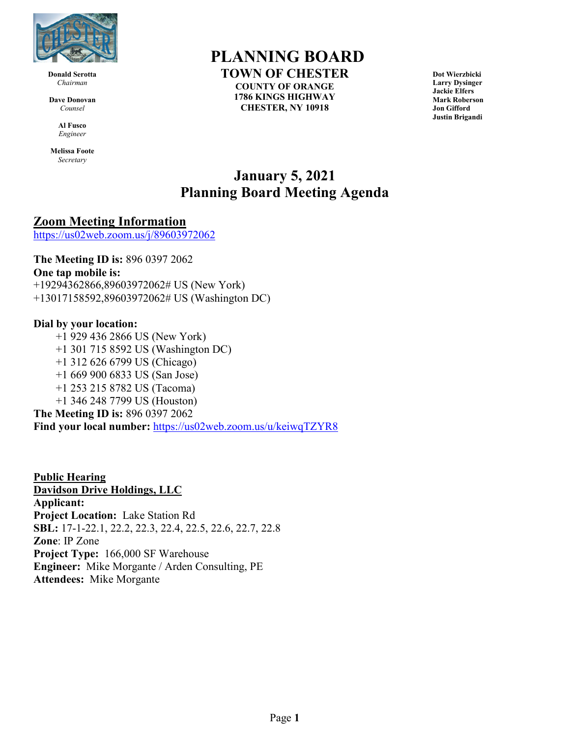**Donald Serotta**
*Chairman*

**Dave Donovan**
*Counsel*

**Al Fusco**
*Engineer*

**Melissa Foote**
*Secretary*

# PLANNING BOARD

## TOWN OF CHESTER

**COUNTY OF ORANGE**
**1786 KINGS HIGHWAY**
**CHESTER, NY 10918**

**Dot Wierzbicki**
**Larry Dysinger**
**Jackie Elfers**
**Mark Roberson**
**Jon Gifford**
**Justin Brigandi**

## January 5, 2021
## Planning Board Meeting Agenda

### Zoom Meeting Information

https://us02web.zoom.us/j/89603972062

**The Meeting ID is:** 896 0397 2062
**One tap mobile is:**
+19294362866,89603972062# US (New York)
+13017158592,89603972062# US (Washington DC)

**Dial by your location:**

+1 929 436 2866 US (New York)
+1 301 715 8592 US (Washington DC)
+1 312 626 6799 US (Chicago)
+1 669 900 6833 US (San Jose)
+1 253 215 8782 US (Tacoma)
+1 346 248 7799 US (Houston)

**The Meeting ID is:** 896 0397 2062
**Find your local number:** https://us02web.zoom.us/u/keiwqTZYR8

**Public Hearing**
**Davidson Drive Holdings, LLC**
**Applicant:**
**Project Location:** Lake Station Rd
**SBL:** 17-1-22.1, 22.2, 22.3, 22.4, 22.5, 22.6, 22.7, 22.8
**Zone**: IP Zone
**Project Type:** 166,000 SF Warehouse
**Engineer:** Mike Morgante / Arden Consulting, PE
**Attendees:** Mike Morgante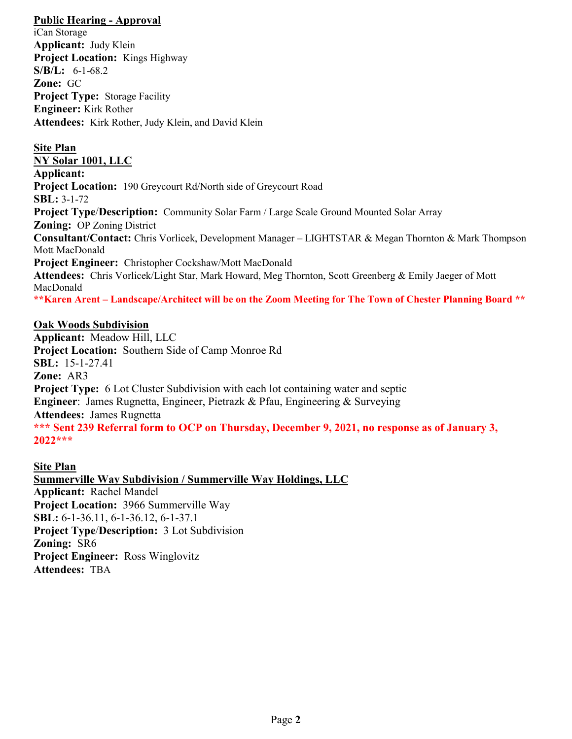**<u>Public Hearing - Approval</u>**
iCan Storage
**Applicant:** Judy Klein
**Project Location:** Kings Highway
**S/B/L:** 6-1-68.2
**Zone:** GC
**Project Type:** Storage Facility
**Engineer:** Kirk Rother
**Attendees:** Kirk Rother, Judy Klein, and David Klein

**<u>Site Plan</u>**
**<u>NY Solar 1001, LLC</u>**
**Applicant:**
**Project Location:** 190 Greycourt Rd/North side of Greycourt Road
**SBL:** 3-1-72
**Project Type/Description:** Community Solar Farm / Large Scale Ground Mounted Solar Array
**Zoning:** OP Zoning District
**Consultant/Contact:** Chris Vorlicek, Development Manager – LIGHTSTAR & Megan Thornton & Mark Thompson Mott MacDonald
**Project Engineer:** Christopher Cockshaw/Mott MacDonald
**Attendees:** Chris Vorlicek/Light Star, Mark Howard, Meg Thornton, Scott Greenberg & Emily Jaeger of Mott MacDonald
**\*\*Karen Arent – Landscape/Architect will be on the Zoom Meeting for The Town of Chester Planning Board \*\***

**<u>Oak Woods Subdivision</u>**
**Applicant:** Meadow Hill, LLC
**Project Location:** Southern Side of Camp Monroe Rd
**SBL:** 15-1-27.41
**Zone:** AR3
**Project Type:** 6 Lot Cluster Subdivision with each lot containing water and septic
**Engineer**: James Rugnetta, Engineer, Pietrazk & Pfau, Engineering & Surveying
**Attendees:** James Rugnetta
**\*\*\* Sent 239 Referral form to OCP on Thursday, December 9, 2021, no response as of January 3, 2022\*\*\***

**<u>Site Plan</u>**
**<u>Summerville Way Subdivision / Summerville Way Holdings, LLC</u>**
**Applicant:** Rachel Mandel
**Project Location:** 3966 Summerville Way
**SBL:** 6-1-36.11, 6-1-36.12, 6-1-37.1
**Project Type/Description:** 3 Lot Subdivision
**Zoning:** SR6
**Project Engineer:** Ross Winglovitz
**Attendees:** TBA